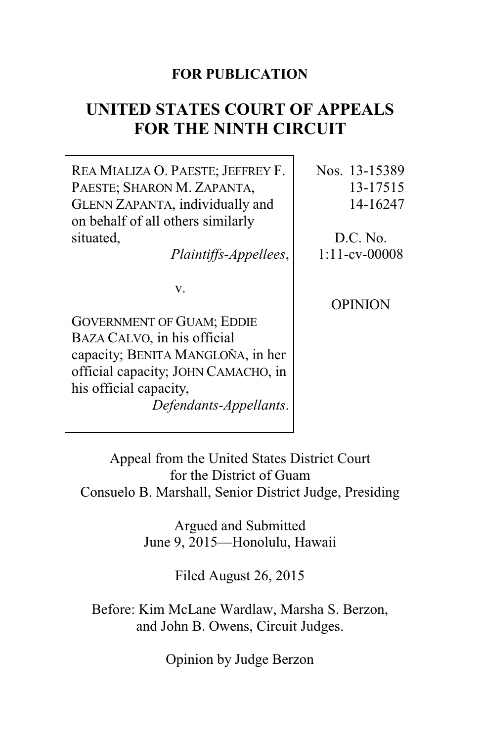**FOR PUBLICATION**

# UNITED STATES COURT OF APPEALS FOR THE NINTH CIRCUIT

| | |
|---|---|
| REA MIALIZA O. PAESTE; JEFFREY F. PAESTE; SHARON M. ZAPANTA, GLENN ZAPANTA, individually and on behalf of all others similarly situated, *Plaintiffs-Appellees*, | Nos. 13-15389, 13-17515, 14-16247 |
| v. | D.C. No. 1:11-cv-00008 |
| GOVERNMENT OF GUAM; EDDIE BAZA CALVO, in his official capacity; BENITA MANGLOÑA, in her official capacity; JOHN CAMACHO, in his official capacity, *Defendants-Appellants*. | OPINION |

Appeal from the United States District Court for the District of Guam
Consuelo B. Marshall, Senior District Judge, Presiding

Argued and Submitted
June 9, 2015—Honolulu, Hawaii

Filed August 26, 2015

Before: Kim McLane Wardlaw, Marsha S. Berzon, and John B. Owens, Circuit Judges.

Opinion by Judge Berzon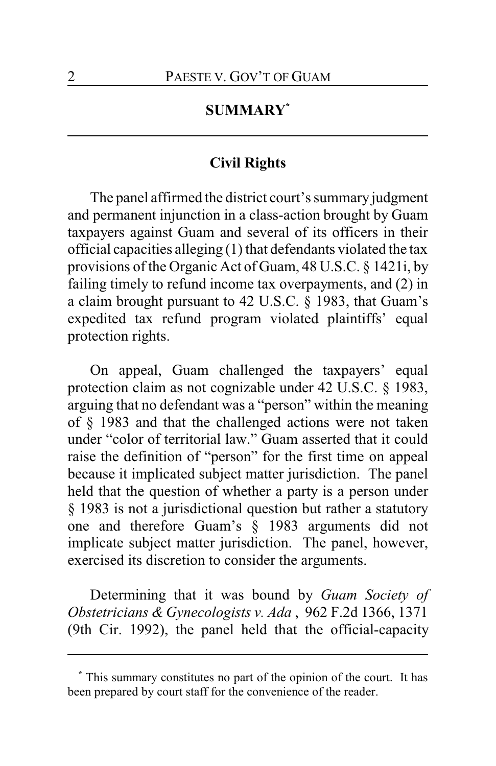## SUMMARY*

### Civil Rights

The panel affirmed the district court's summary judgment and permanent injunction in a class-action brought by Guam taxpayers against Guam and several of its officers in their official capacities alleging (1) that defendants violated the tax provisions of the Organic Act of Guam, 48 U.S.C. § 1421i, by failing timely to refund income tax overpayments, and (2) in a claim brought pursuant to 42 U.S.C. § 1983, that Guam's expedited tax refund program violated plaintiffs' equal protection rights.

On appeal, Guam challenged the taxpayers' equal protection claim as not cognizable under 42 U.S.C. § 1983, arguing that no defendant was a "person" within the meaning of § 1983 and that the challenged actions were not taken under "color of territorial law." Guam asserted that it could raise the definition of "person" for the first time on appeal because it implicated subject matter jurisdiction. The panel held that the question of whether a party is a person under § 1983 is not a jurisdictional question but rather a statutory one and therefore Guam's § 1983 arguments did not implicate subject matter jurisdiction. The panel, however, exercised its discretion to consider the arguments.

Determining that it was bound by *Guam Society of Obstetricians & Gynecologists v. Ada*, 962 F.2d 1366, 1371 (9th Cir. 1992), the panel held that the official-capacity

---

* This summary constitutes no part of the opinion of the court. It has been prepared by court staff for the convenience of the reader.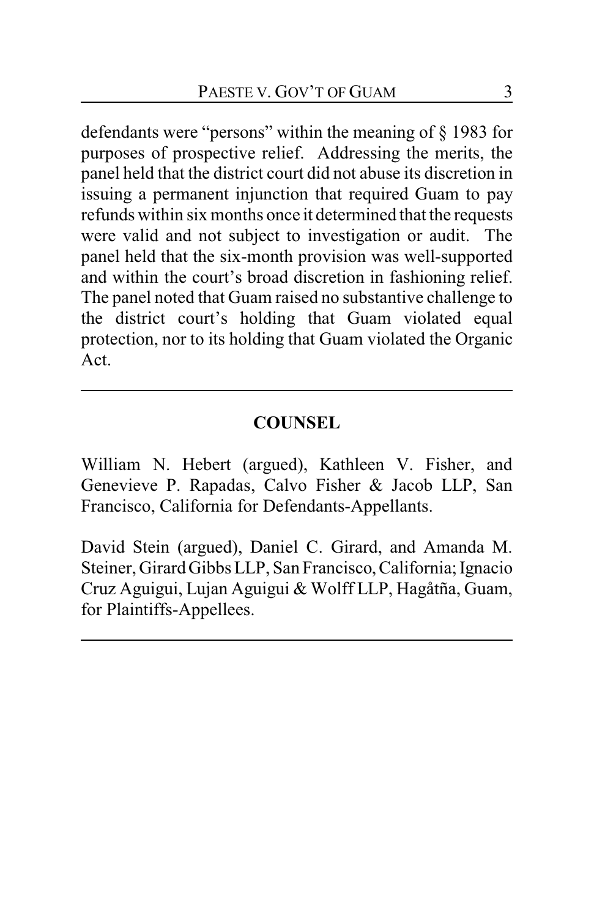defendants were "persons" within the meaning of § 1983 for purposes of prospective relief. Addressing the merits, the panel held that the district court did not abuse its discretion in issuing a permanent injunction that required Guam to pay refunds within six months once it determined that the requests were valid and not subject to investigation or audit. The panel held that the six-month provision was well-supported and within the court's broad discretion in fashioning relief. The panel noted that Guam raised no substantive challenge to the district court's holding that Guam violated equal protection, nor to its holding that Guam violated the Organic Act.

---

## COUNSEL

William N. Hebert (argued), Kathleen V. Fisher, and Genevieve P. Rapadas, Calvo Fisher & Jacob LLP, San Francisco, California for Defendants-Appellants.

David Stein (argued), Daniel C. Girard, and Amanda M. Steiner, Girard Gibbs LLP, San Francisco, California; Ignacio Cruz Aguigui, Lujan Aguigui & Wolff LLP, Hagåtña, Guam, for Plaintiffs-Appellees.

---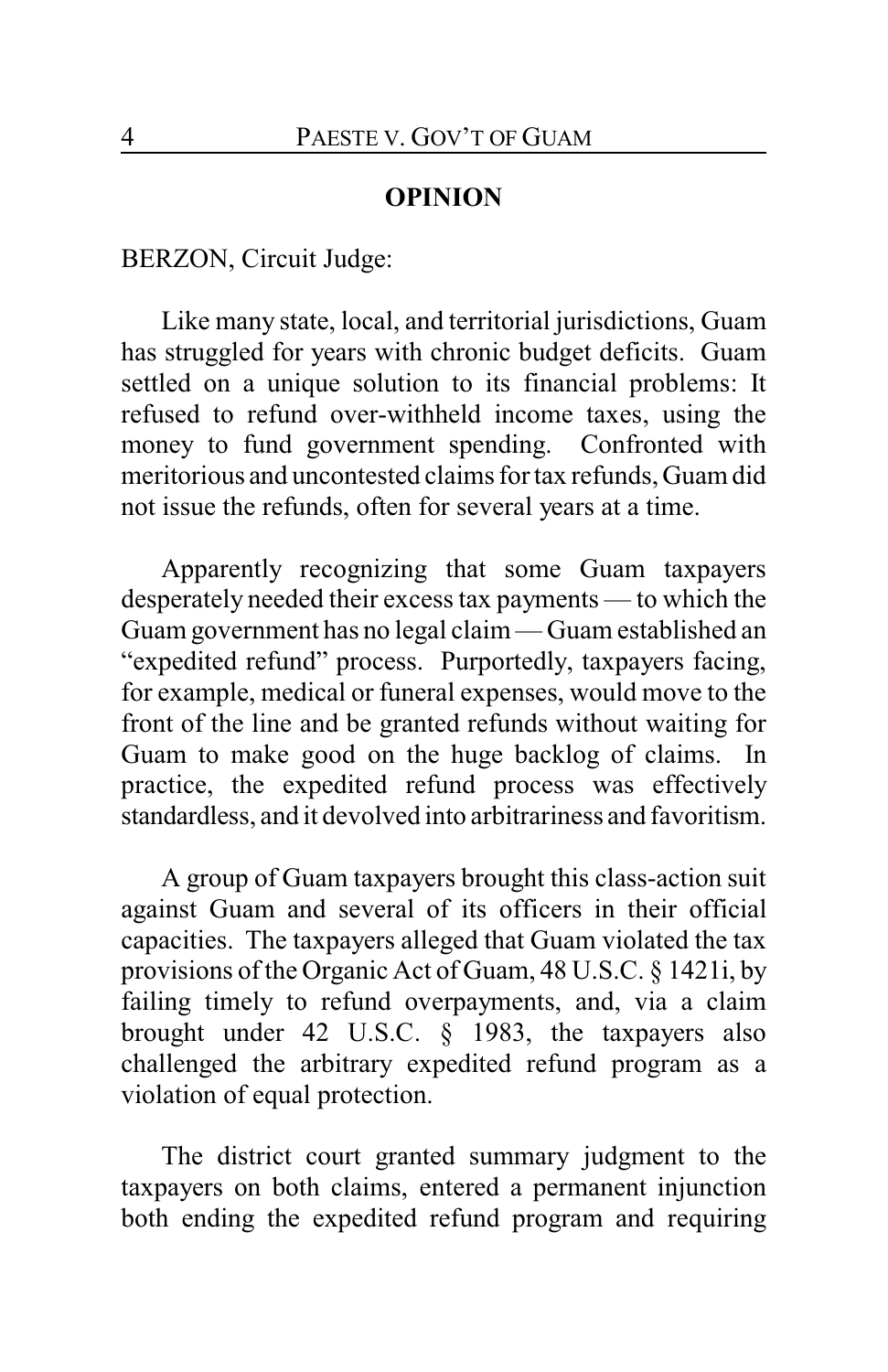## OPINION

BERZON, Circuit Judge:

Like many state, local, and territorial jurisdictions, Guam has struggled for years with chronic budget deficits. Guam settled on a unique solution to its financial problems: It refused to refund over-withheld income taxes, using the money to fund government spending. Confronted with meritorious and uncontested claims for tax refunds, Guam did not issue the refunds, often for several years at a time.

Apparently recognizing that some Guam taxpayers desperately needed their excess tax payments — to which the Guam government has no legal claim — Guam established an "expedited refund" process. Purportedly, taxpayers facing, for example, medical or funeral expenses, would move to the front of the line and be granted refunds without waiting for Guam to make good on the huge backlog of claims. In practice, the expedited refund process was effectively standardless, and it devolved into arbitrariness and favoritism.

A group of Guam taxpayers brought this class-action suit against Guam and several of its officers in their official capacities. The taxpayers alleged that Guam violated the tax provisions of the Organic Act of Guam, 48 U.S.C. § 1421i, by failing timely to refund overpayments, and, via a claim brought under 42 U.S.C. § 1983, the taxpayers also challenged the arbitrary expedited refund program as a violation of equal protection.

The district court granted summary judgment to the taxpayers on both claims, entered a permanent injunction both ending the expedited refund program and requiring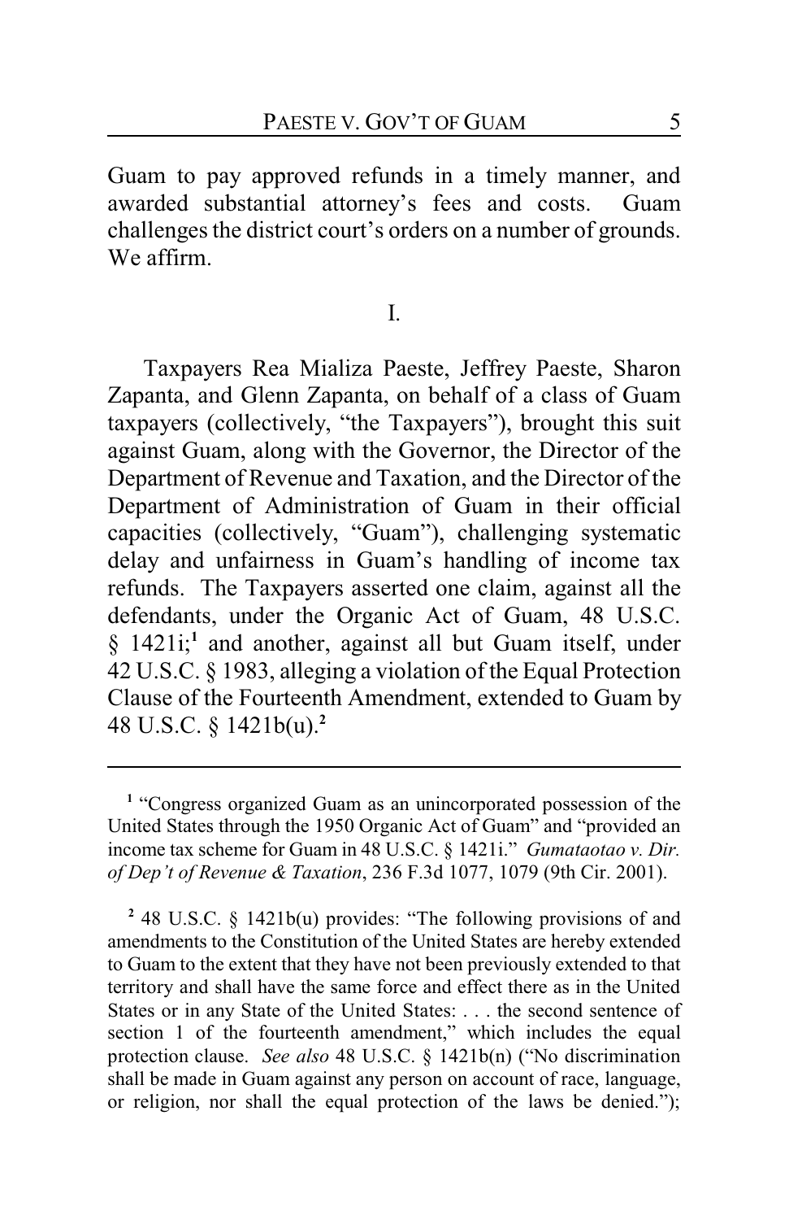Guam to pay approved refunds in a timely manner, and awarded substantial attorney's fees and costs. Guam challenges the district court's orders on a number of grounds. We affirm.

## I.

Taxpayers Rea Mializa Paeste, Jeffrey Paeste, Sharon Zapanta, and Glenn Zapanta, on behalf of a class of Guam taxpayers (collectively, "the Taxpayers"), brought this suit against Guam, along with the Governor, the Director of the Department of Revenue and Taxation, and the Director of the Department of Administration of Guam in their official capacities (collectively, "Guam"), challenging systematic delay and unfairness in Guam's handling of income tax refunds. The Taxpayers asserted one claim, against all the defendants, under the Organic Act of Guam, 48 U.S.C. § 1421i;[1] and another, against all but Guam itself, under 42 U.S.C. § 1983, alleging a violation of the Equal Protection Clause of the Fourteenth Amendment, extended to Guam by 48 U.S.C. § 1421b(u).[2]

---

[1] "Congress organized Guam as an unincorporated possession of the United States through the 1950 Organic Act of Guam" and "provided an income tax scheme for Guam in 48 U.S.C. § 1421i." *Gumataotao v. Dir. of Dep't of Revenue & Taxation*, 236 F.3d 1077, 1079 (9th Cir. 2001).

[2] 48 U.S.C. § 1421b(u) provides: "The following provisions of and amendments to the Constitution of the United States are hereby extended to Guam to the extent that they have not been previously extended to that territory and shall have the same force and effect there as in the United States or in any State of the United States: . . . the second sentence of section 1 of the fourteenth amendment," which includes the equal protection clause. *See also* 48 U.S.C. § 1421b(n) ("No discrimination shall be made in Guam against any person on account of race, language, or religion, nor shall the equal protection of the laws be denied.");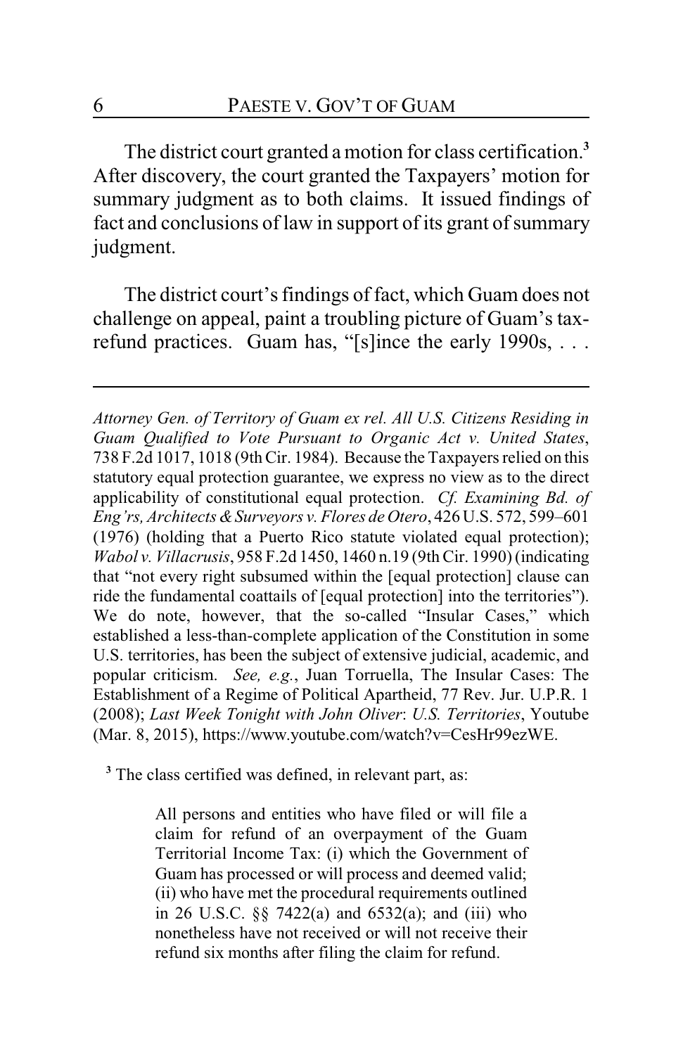The district court granted a motion for class certification.[3] After discovery, the court granted the Taxpayers' motion for summary judgment as to both claims. It issued findings of fact and conclusions of law in support of its grant of summary judgment.

The district court's findings of fact, which Guam does not challenge on appeal, paint a troubling picture of Guam's tax-refund practices. Guam has, "[s]ince the early 1990s, . . .

---

*Attorney Gen. of Territory of Guam ex rel. All U.S. Citizens Residing in Guam Qualified to Vote Pursuant to Organic Act v. United States*, 738 F.2d 1017, 1018 (9th Cir. 1984). Because the Taxpayers relied on this statutory equal protection guarantee, we express no view as to the direct applicability of constitutional equal protection. *Cf. Examining Bd. of Eng'rs, Architects & Surveyors v. Flores de Otero*, 426 U.S. 572, 599–601 (1976) (holding that a Puerto Rico statute violated equal protection); *Wabol v. Villacrusis*, 958 F.2d 1450, 1460 n.19 (9th Cir. 1990) (indicating that "not every right subsumed within the [equal protection] clause can ride the fundamental coattails of [equal protection] into the territories"). We do note, however, that the so-called "Insular Cases," which established a less-than-complete application of the Constitution in some U.S. territories, has been the subject of extensive judicial, academic, and popular criticism. *See, e.g.*, Juan Torruella, The Insular Cases: The Establishment of a Regime of Political Apartheid, 77 Rev. Jur. U.P.R. 1 (2008); *Last Week Tonight with John Oliver*: *U.S. Territories*, Youtube (Mar. 8, 2015), https://www.youtube.com/watch?v=CesHr99ezWE.

[3] The class certified was defined, in relevant part, as:

> All persons and entities who have filed or will file a claim for refund of an overpayment of the Guam Territorial Income Tax: (i) which the Government of Guam has processed or will process and deemed valid; (ii) who have met the procedural requirements outlined in 26 U.S.C. §§ 7422(a) and 6532(a); and (iii) who nonetheless have not received or will not receive their refund six months after filing the claim for refund.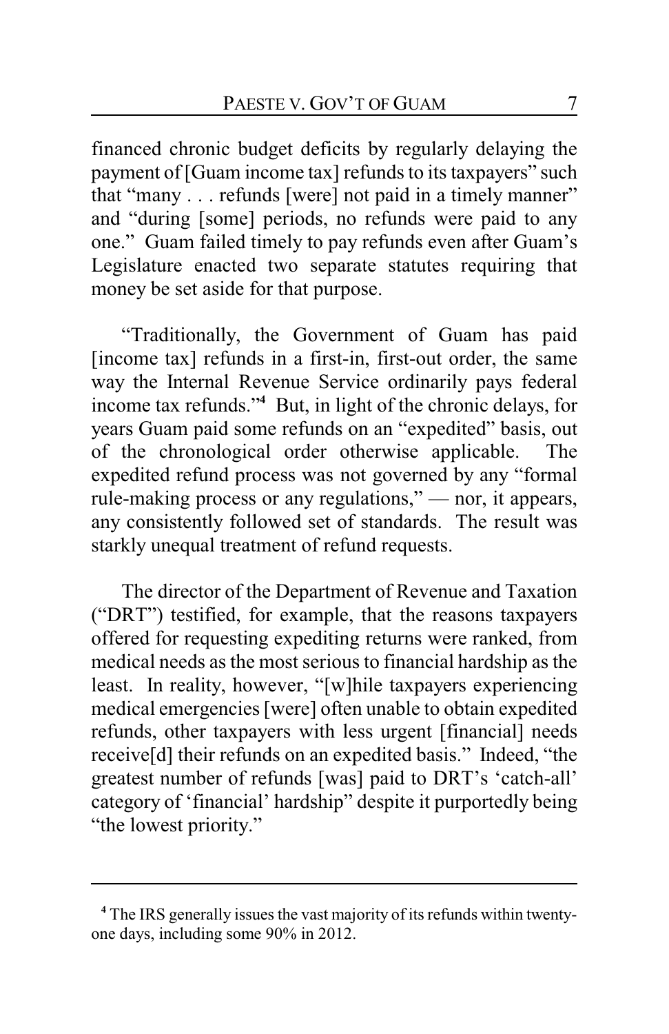financed chronic budget deficits by regularly delaying the payment of [Guam income tax] refunds to its taxpayers" such that "many . . . refunds [were] not paid in a timely manner" and "during [some] periods, no refunds were paid to any one." Guam failed timely to pay refunds even after Guam's Legislature enacted two separate statutes requiring that money be set aside for that purpose.

"Traditionally, the Government of Guam has paid [income tax] refunds in a first-in, first-out order, the same way the Internal Revenue Service ordinarily pays federal income tax refunds."[4] But, in light of the chronic delays, for years Guam paid some refunds on an "expedited" basis, out of the chronological order otherwise applicable. The expedited refund process was not governed by any "formal rule-making process or any regulations," — nor, it appears, any consistently followed set of standards. The result was starkly unequal treatment of refund requests.

The director of the Department of Revenue and Taxation ("DRT") testified, for example, that the reasons taxpayers offered for requesting expediting returns were ranked, from medical needs as the most serious to financial hardship as the least. In reality, however, "[w]hile taxpayers experiencing medical emergencies [were] often unable to obtain expedited refunds, other taxpayers with less urgent [financial] needs receive[d] their refunds on an expedited basis." Indeed, "the greatest number of refunds [was] paid to DRT's 'catch-all' category of 'financial' hardship" despite it purportedly being "the lowest priority."

---

[4] The IRS generally issues the vast majority of its refunds within twenty-one days, including some 90% in 2012.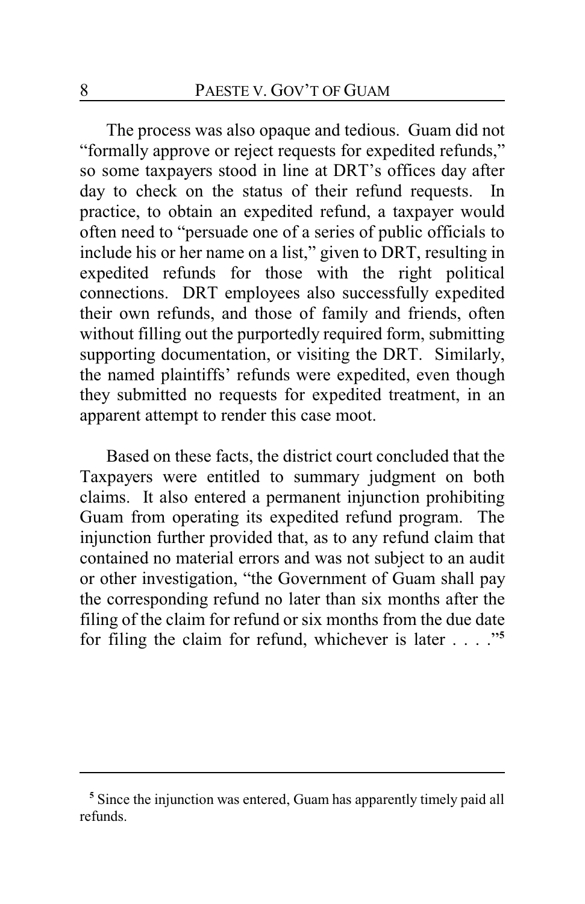The process was also opaque and tedious. Guam did not "formally approve or reject requests for expedited refunds," so some taxpayers stood in line at DRT's offices day after day to check on the status of their refund requests. In practice, to obtain an expedited refund, a taxpayer would often need to "persuade one of a series of public officials to include his or her name on a list," given to DRT, resulting in expedited refunds for those with the right political connections. DRT employees also successfully expedited their own refunds, and those of family and friends, often without filling out the purportedly required form, submitting supporting documentation, or visiting the DRT. Similarly, the named plaintiffs' refunds were expedited, even though they submitted no requests for expedited treatment, in an apparent attempt to render this case moot.

Based on these facts, the district court concluded that the Taxpayers were entitled to summary judgment on both claims. It also entered a permanent injunction prohibiting Guam from operating its expedited refund program. The injunction further provided that, as to any refund claim that contained no material errors and was not subject to an audit or other investigation, "the Government of Guam shall pay the corresponding refund no later than six months after the filing of the claim for refund or six months from the due date for filing the claim for refund, whichever is later . . . ."[5]

[5] Since the injunction was entered, Guam has apparently timely paid all refunds.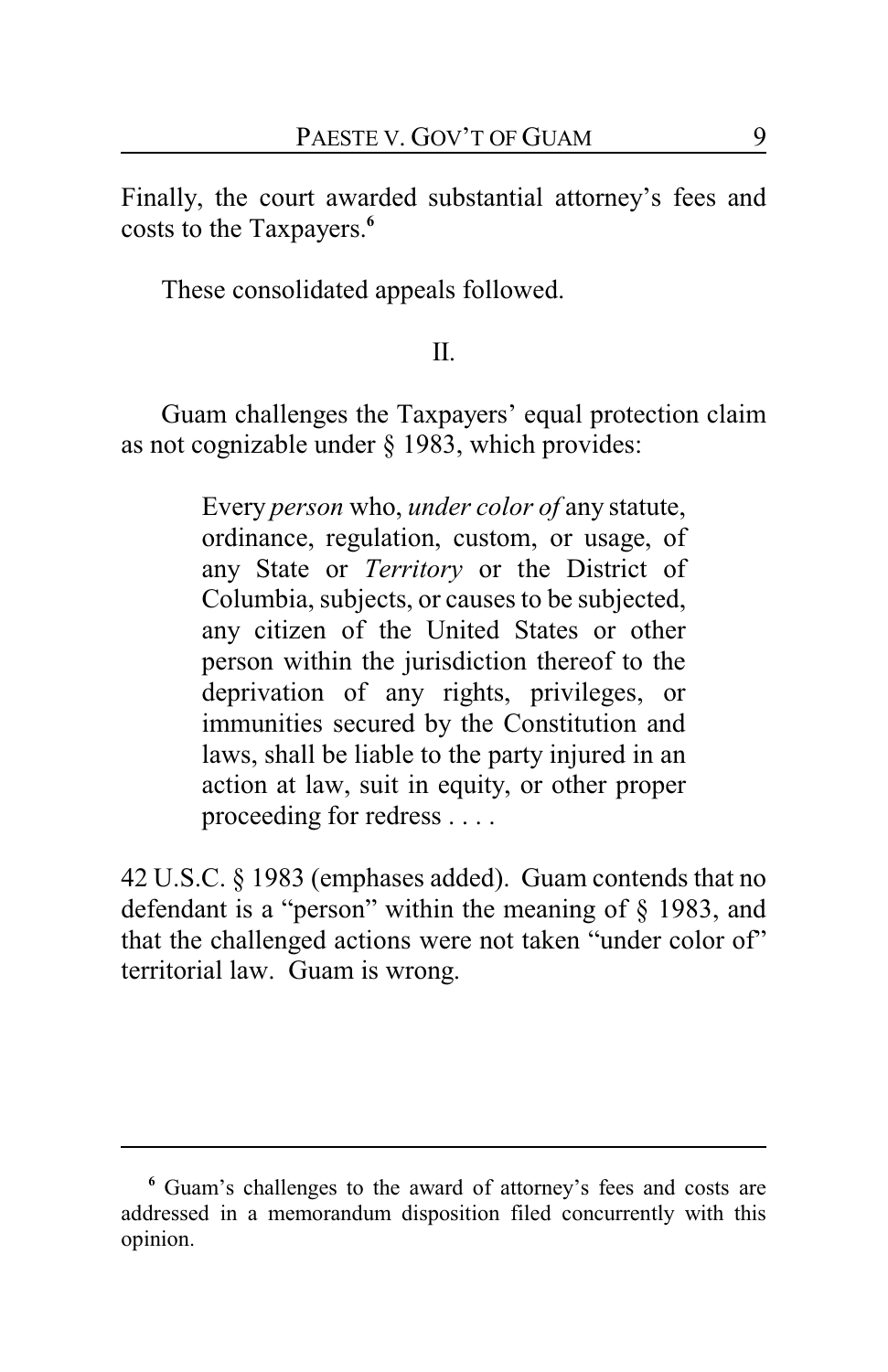Finally, the court awarded substantial attorney's fees and costs to the Taxpayers.[6]

These consolidated appeals followed.

## II.

Guam challenges the Taxpayers' equal protection claim as not cognizable under § 1983, which provides:

> Every *person* who, *under color of* any statute, ordinance, regulation, custom, or usage, of any State or *Territory* or the District of Columbia, subjects, or causes to be subjected, any citizen of the United States or other person within the jurisdiction thereof to the deprivation of any rights, privileges, or immunities secured by the Constitution and laws, shall be liable to the party injured in an action at law, suit in equity, or other proper proceeding for redress . . . .

42 U.S.C. § 1983 (emphases added). Guam contends that no defendant is a "person" within the meaning of § 1983, and that the challenged actions were not taken "under color of" territorial law. Guam is wrong.

---

[6] Guam's challenges to the award of attorney's fees and costs are addressed in a memorandum disposition filed concurrently with this opinion.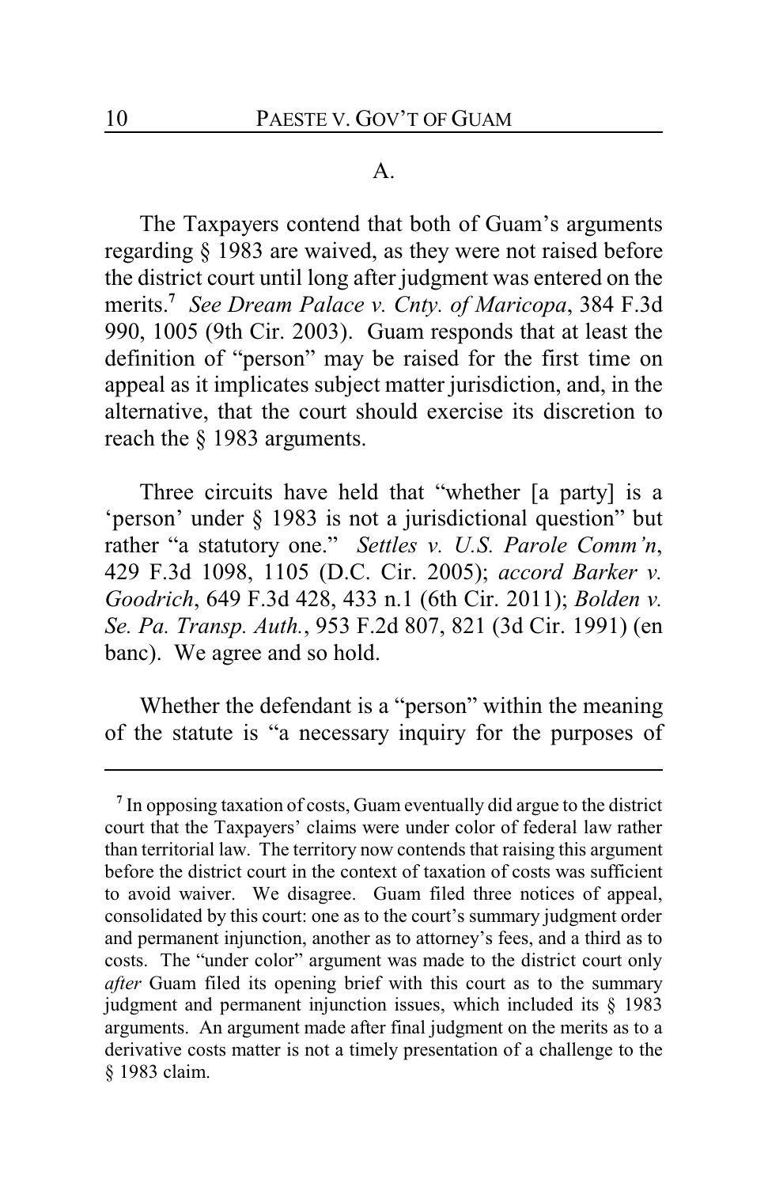### A.

The Taxpayers contend that both of Guam's arguments regarding § 1983 are waived, as they were not raised before the district court until long after judgment was entered on the merits.[7] *See Dream Palace v. Cnty. of Maricopa*, 384 F.3d 990, 1005 (9th Cir. 2003). Guam responds that at least the definition of "person" may be raised for the first time on appeal as it implicates subject matter jurisdiction, and, in the alternative, that the court should exercise its discretion to reach the § 1983 arguments.

Three circuits have held that "whether [a party] is a 'person' under § 1983 is not a jurisdictional question" but rather "a statutory one." *Settles v. U.S. Parole Comm'n*, 429 F.3d 1098, 1105 (D.C. Cir. 2005); *accord Barker v. Goodrich*, 649 F.3d 428, 433 n.1 (6th Cir. 2011); *Bolden v. Se. Pa. Transp. Auth.*, 953 F.2d 807, 821 (3d Cir. 1991) (en banc). We agree and so hold.

Whether the defendant is a "person" within the meaning of the statute is "a necessary inquiry for the purposes of

---

[7] In opposing taxation of costs, Guam eventually did argue to the district court that the Taxpayers' claims were under color of federal law rather than territorial law. The territory now contends that raising this argument before the district court in the context of taxation of costs was sufficient to avoid waiver. We disagree. Guam filed three notices of appeal, consolidated by this court: one as to the court's summary judgment order and permanent injunction, another as to attorney's fees, and a third as to costs. The "under color" argument was made to the district court only *after* Guam filed its opening brief with this court as to the summary judgment and permanent injunction issues, which included its § 1983 arguments. An argument made after final judgment on the merits as to a derivative costs matter is not a timely presentation of a challenge to the § 1983 claim.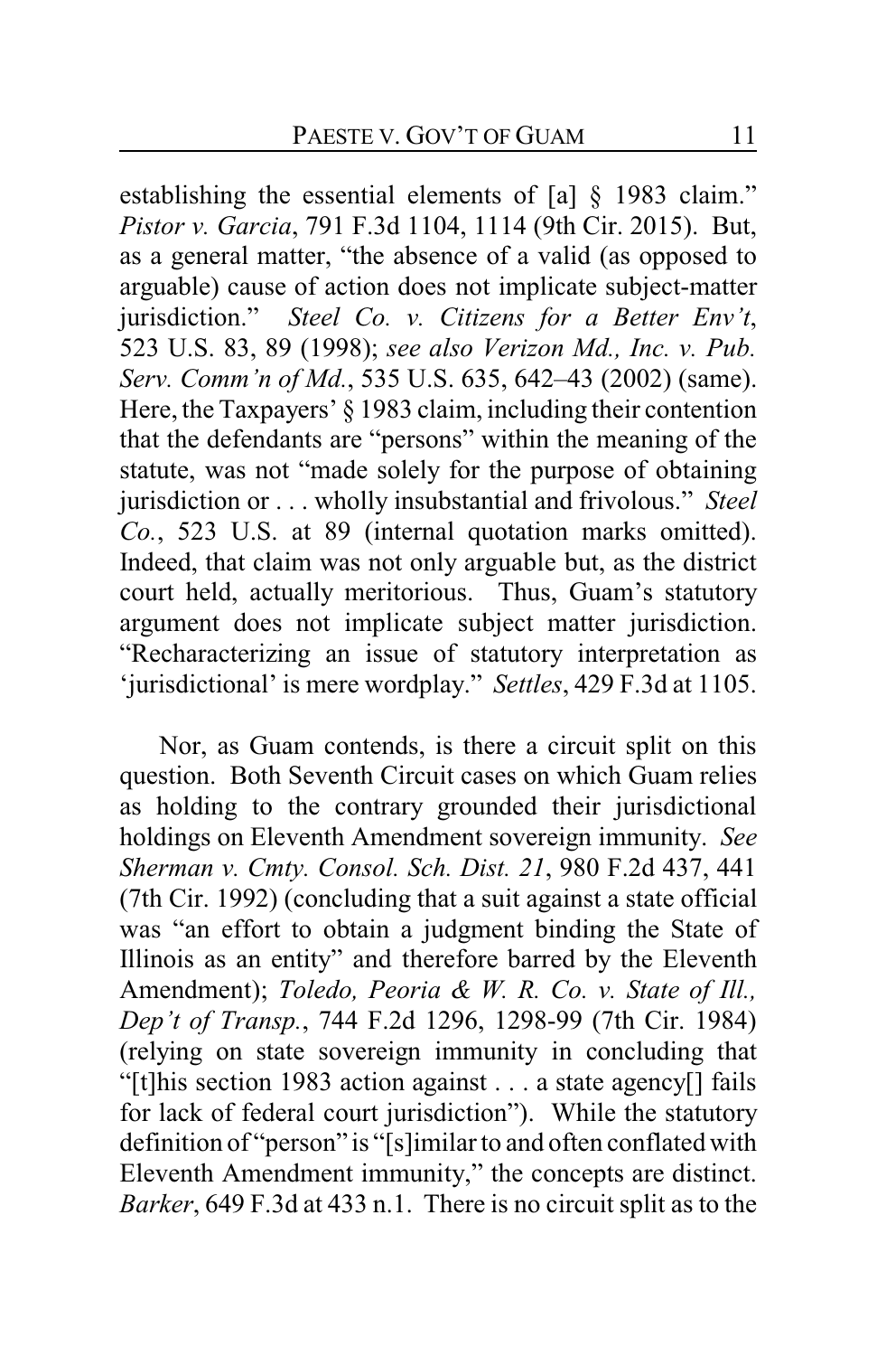establishing the essential elements of [a] § 1983 claim." *Pistor v. Garcia*, 791 F.3d 1104, 1114 (9th Cir. 2015). But, as a general matter, "the absence of a valid (as opposed to arguable) cause of action does not implicate subject-matter jurisdiction." *Steel Co. v. Citizens for a Better Env't*, 523 U.S. 83, 89 (1998); *see also Verizon Md., Inc. v. Pub. Serv. Comm'n of Md.*, 535 U.S. 635, 642–43 (2002) (same). Here, the Taxpayers' § 1983 claim, including their contention that the defendants are "persons" within the meaning of the statute, was not "made solely for the purpose of obtaining jurisdiction or . . . wholly insubstantial and frivolous." *Steel Co.*, 523 U.S. at 89 (internal quotation marks omitted). Indeed, that claim was not only arguable but, as the district court held, actually meritorious. Thus, Guam's statutory argument does not implicate subject matter jurisdiction. "Recharacterizing an issue of statutory interpretation as 'jurisdictional' is mere wordplay." *Settles*, 429 F.3d at 1105.

Nor, as Guam contends, is there a circuit split on this question. Both Seventh Circuit cases on which Guam relies as holding to the contrary grounded their jurisdictional holdings on Eleventh Amendment sovereign immunity. *See Sherman v. Cmty. Consol. Sch. Dist. 21*, 980 F.2d 437, 441 (7th Cir. 1992) (concluding that a suit against a state official was "an effort to obtain a judgment binding the State of Illinois as an entity" and therefore barred by the Eleventh Amendment); *Toledo, Peoria & W. R. Co. v. State of Ill., Dep't of Transp.*, 744 F.2d 1296, 1298-99 (7th Cir. 1984) (relying on state sovereign immunity in concluding that "[t]his section 1983 action against . . . a state agency[] fails for lack of federal court jurisdiction"). While the statutory definition of "person" is "[s]imilar to and often conflated with Eleventh Amendment immunity," the concepts are distinct. *Barker*, 649 F.3d at 433 n.1. There is no circuit split as to the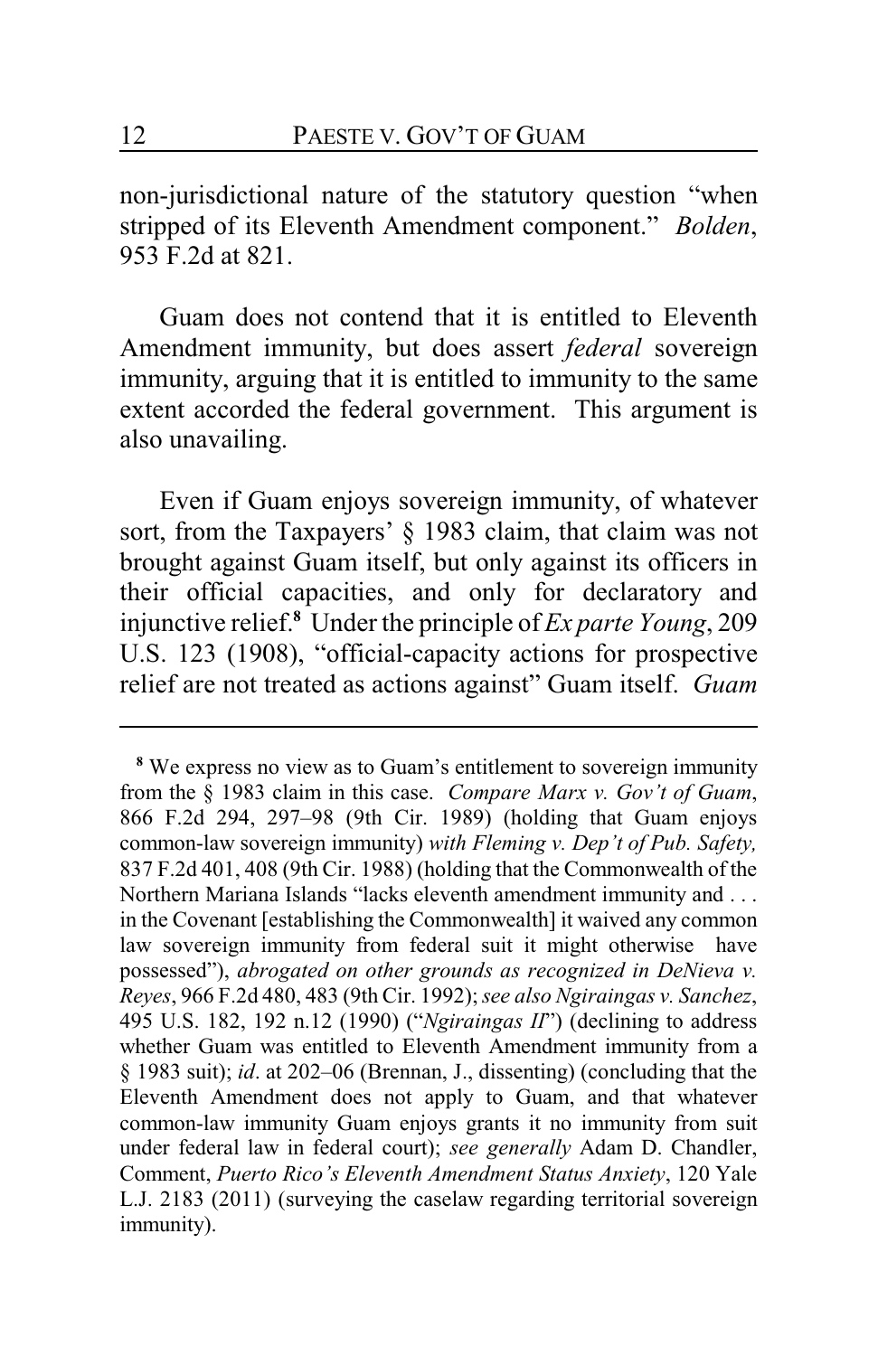non-jurisdictional nature of the statutory question "when stripped of its Eleventh Amendment component." *Bolden*, 953 F.2d at 821.

Guam does not contend that it is entitled to Eleventh Amendment immunity, but does assert *federal* sovereign immunity, arguing that it is entitled to immunity to the same extent accorded the federal government. This argument is also unavailing.

Even if Guam enjoys sovereign immunity, of whatever sort, from the Taxpayers' § 1983 claim, that claim was not brought against Guam itself, but only against its officers in their official capacities, and only for declaratory and injunctive relief.[8] Under the principle of *Ex parte Young*, 209 U.S. 123 (1908), "official-capacity actions for prospective relief are not treated as actions against" Guam itself. *Guam*

---

[8] We express no view as to Guam's entitlement to sovereign immunity from the § 1983 claim in this case. *Compare Marx v. Gov't of Guam*, 866 F.2d 294, 297–98 (9th Cir. 1989) (holding that Guam enjoys common-law sovereign immunity) *with Fleming v. Dep't of Pub. Safety,* 837 F.2d 401, 408 (9th Cir. 1988) (holding that the Commonwealth of the Northern Mariana Islands "lacks eleventh amendment immunity and . . . in the Covenant [establishing the Commonwealth] it waived any common law sovereign immunity from federal suit it might otherwise have possessed"), *abrogated on other grounds as recognized in DeNieva v. Reyes*, 966 F.2d 480, 483 (9th Cir. 1992); *see also Ngiraingas v. Sanchez*, 495 U.S. 182, 192 n.12 (1990) ("*Ngiraingas II*") (declining to address whether Guam was entitled to Eleventh Amendment immunity from a § 1983 suit); *id*. at 202–06 (Brennan, J., dissenting) (concluding that the Eleventh Amendment does not apply to Guam, and that whatever common-law immunity Guam enjoys grants it no immunity from suit under federal law in federal court); *see generally* Adam D. Chandler, Comment, *Puerto Rico's Eleventh Amendment Status Anxiety*, 120 Yale L.J. 2183 (2011) (surveying the caselaw regarding territorial sovereign immunity).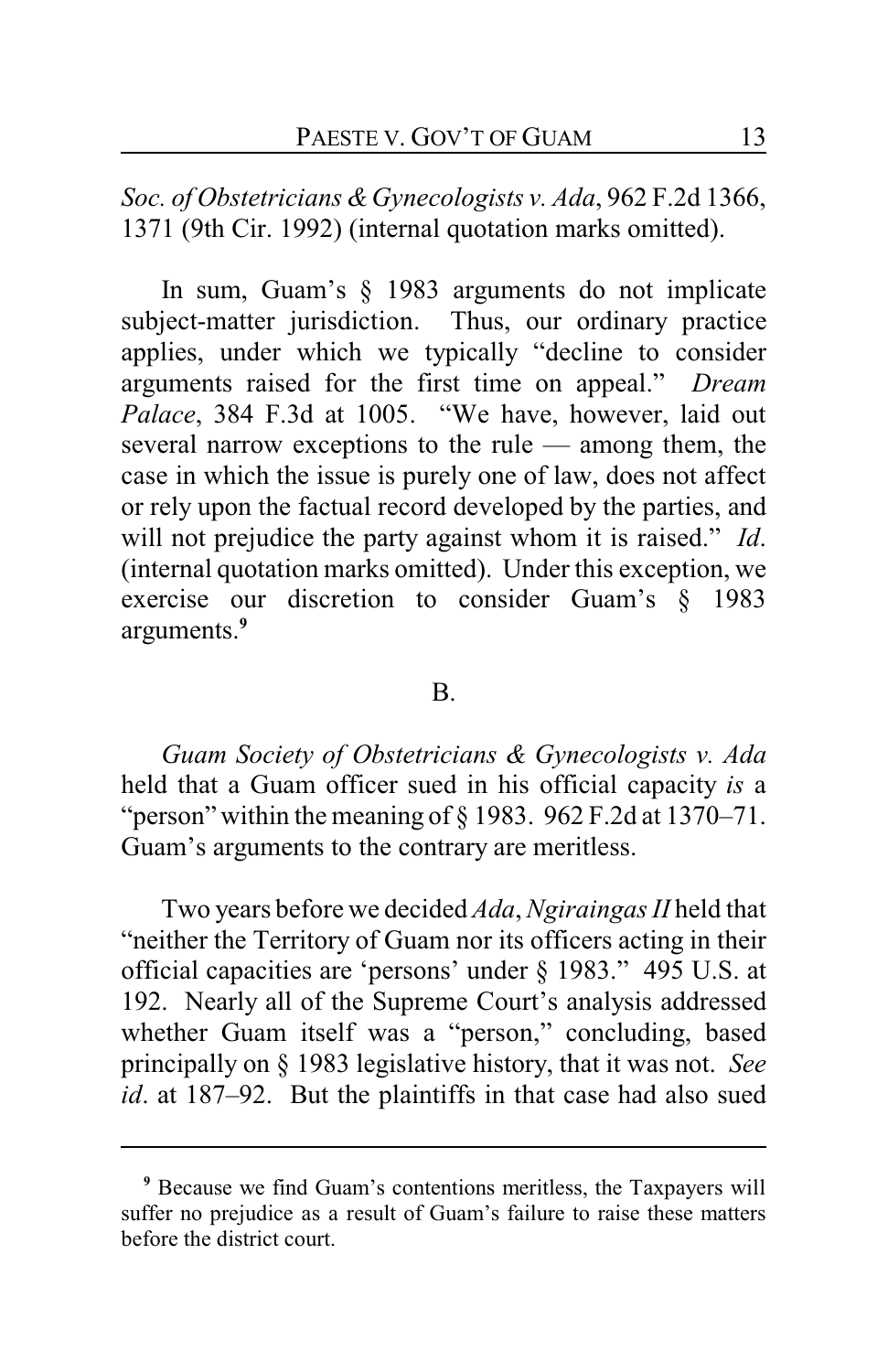*Soc. of Obstetricians & Gynecologists v. Ada*, 962 F.2d 1366, 1371 (9th Cir. 1992) (internal quotation marks omitted).

In sum, Guam's § 1983 arguments do not implicate subject-matter jurisdiction. Thus, our ordinary practice applies, under which we typically "decline to consider arguments raised for the first time on appeal." *Dream Palace*, 384 F.3d at 1005. "We have, however, laid out several narrow exceptions to the rule — among them, the case in which the issue is purely one of law, does not affect or rely upon the factual record developed by the parties, and will not prejudice the party against whom it is raised." *Id*. (internal quotation marks omitted). Under this exception, we exercise our discretion to consider Guam's § 1983 arguments.[9]

B.

*Guam Society of Obstetricians & Gynecologists v. Ada* held that a Guam officer sued in his official capacity *is* a "person" within the meaning of § 1983. 962 F.2d at 1370–71. Guam's arguments to the contrary are meritless.

Two years before we decided *Ada*, *Ngiraingas II* held that "neither the Territory of Guam nor its officers acting in their official capacities are 'persons' under § 1983." 495 U.S. at 192. Nearly all of the Supreme Court's analysis addressed whether Guam itself was a "person," concluding, based principally on § 1983 legislative history, that it was not. *See id*. at 187–92. But the plaintiffs in that case had also sued

[9] Because we find Guam's contentions meritless, the Taxpayers will suffer no prejudice as a result of Guam's failure to raise these matters before the district court.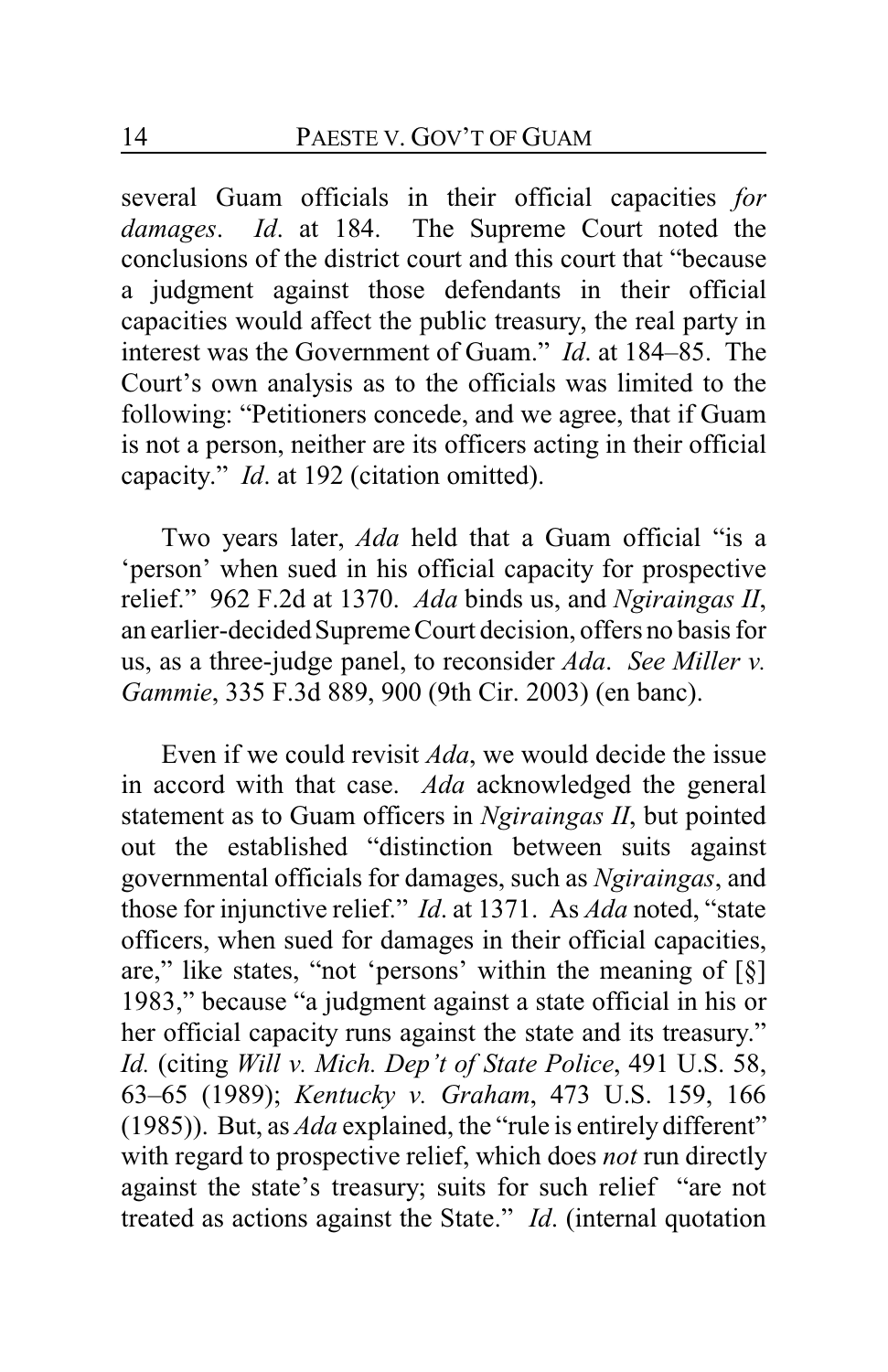several Guam officials in their official capacities *for damages*. *Id*. at 184. The Supreme Court noted the conclusions of the district court and this court that "because a judgment against those defendants in their official capacities would affect the public treasury, the real party in interest was the Government of Guam." *Id*. at 184–85. The Court's own analysis as to the officials was limited to the following: "Petitioners concede, and we agree, that if Guam is not a person, neither are its officers acting in their official capacity." *Id*. at 192 (citation omitted).

Two years later, *Ada* held that a Guam official "is a 'person' when sued in his official capacity for prospective relief." 962 F.2d at 1370. *Ada* binds us, and *Ngiraingas II*, an earlier-decided Supreme Court decision, offers no basis for us, as a three-judge panel, to reconsider *Ada*. *See Miller v. Gammie*, 335 F.3d 889, 900 (9th Cir. 2003) (en banc).

Even if we could revisit *Ada*, we would decide the issue in accord with that case. *Ada* acknowledged the general statement as to Guam officers in *Ngiraingas II*, but pointed out the established "distinction between suits against governmental officials for damages, such as *Ngiraingas*, and those for injunctive relief." *Id*. at 1371. As *Ada* noted, "state officers, when sued for damages in their official capacities, are," like states, "not 'persons' within the meaning of [§] 1983," because "a judgment against a state official in his or her official capacity runs against the state and its treasury." *Id.* (citing *Will v. Mich. Dep't of State Police*, 491 U.S. 58, 63–65 (1989); *Kentucky v. Graham*, 473 U.S. 159, 166 (1985)). But, as *Ada* explained, the "rule is entirely different" with regard to prospective relief, which does *not* run directly against the state's treasury; suits for such relief "are not treated as actions against the State." *Id*. (internal quotation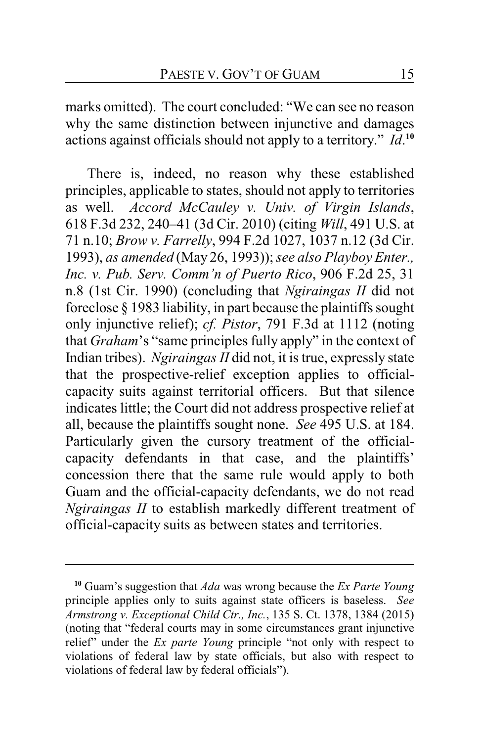marks omitted). The court concluded: "We can see no reason why the same distinction between injunctive and damages actions against officials should not apply to a territory." *Id*.[10]

There is, indeed, no reason why these established principles, applicable to states, should not apply to territories as well. *Accord McCauley v. Univ. of Virgin Islands*, 618 F.3d 232, 240–41 (3d Cir. 2010) (citing *Will*, 491 U.S. at 71 n.10; *Brow v. Farrelly*, 994 F.2d 1027, 1037 n.12 (3d Cir. 1993), *as amended* (May 26, 1993)); *see also Playboy Enter., Inc. v. Pub. Serv. Comm'n of Puerto Rico*, 906 F.2d 25, 31 n.8 (1st Cir. 1990) (concluding that *Ngiraingas II* did not foreclose § 1983 liability, in part because the plaintiffs sought only injunctive relief); *cf. Pistor*, 791 F.3d at 1112 (noting that *Graham*'s "same principles fully apply" in the context of Indian tribes). *Ngiraingas II* did not, it is true, expressly state that the prospective-relief exception applies to official-capacity suits against territorial officers. But that silence indicates little; the Court did not address prospective relief at all, because the plaintiffs sought none. *See* 495 U.S. at 184. Particularly given the cursory treatment of the official-capacity defendants in that case, and the plaintiffs' concession there that the same rule would apply to both Guam and the official-capacity defendants, we do not read *Ngiraingas II* to establish markedly different treatment of official-capacity suits as between states and territories.

---

[10] Guam's suggestion that *Ada* was wrong because the *Ex Parte Young* principle applies only to suits against state officers is baseless. *See Armstrong v. Exceptional Child Ctr., Inc.*, 135 S. Ct. 1378, 1384 (2015) (noting that "federal courts may in some circumstances grant injunctive relief" under the *Ex parte Young* principle "not only with respect to violations of federal law by state officials, but also with respect to violations of federal law by federal officials").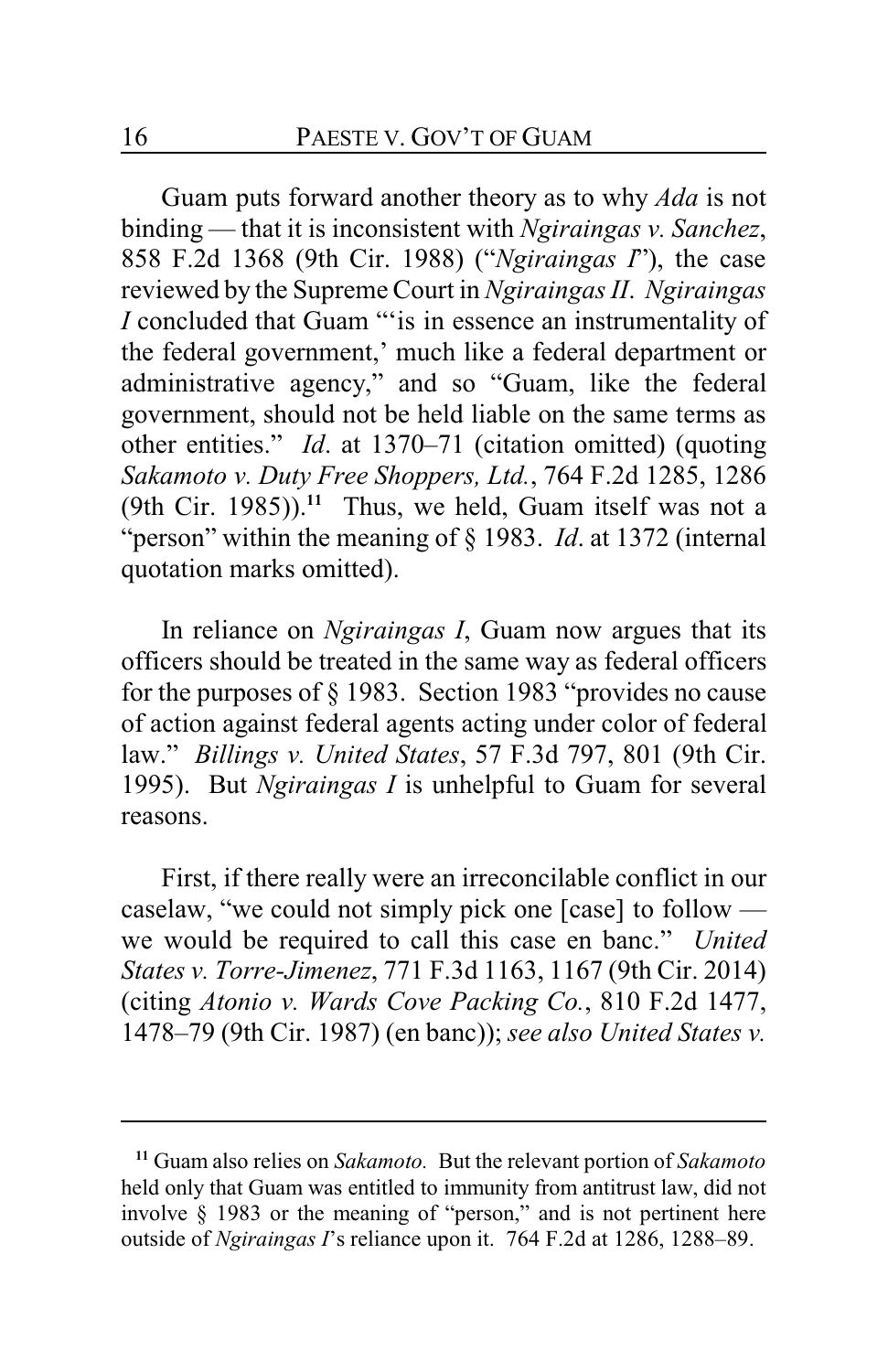Guam puts forward another theory as to why *Ada* is not binding — that it is inconsistent with *Ngiraingas v. Sanchez*, 858 F.2d 1368 (9th Cir. 1988) ("*Ngiraingas I*"), the case reviewed by the Supreme Court in *Ngiraingas II*. *Ngiraingas I* concluded that Guam "'is in essence an instrumentality of the federal government,' much like a federal department or administrative agency," and so "Guam, like the federal government, should not be held liable on the same terms as other entities." *Id*. at 1370–71 (citation omitted) (quoting *Sakamoto v. Duty Free Shoppers, Ltd.*, 764 F.2d 1285, 1286 (9th Cir. 1985)).[11] Thus, we held, Guam itself was not a "person" within the meaning of § 1983. *Id*. at 1372 (internal quotation marks omitted).

In reliance on *Ngiraingas I*, Guam now argues that its officers should be treated in the same way as federal officers for the purposes of § 1983. Section 1983 "provides no cause of action against federal agents acting under color of federal law." *Billings v. United States*, 57 F.3d 797, 801 (9th Cir. 1995). But *Ngiraingas I* is unhelpful to Guam for several reasons.

First, if there really were an irreconcilable conflict in our caselaw, "we could not simply pick one [case] to follow — we would be required to call this case en banc." *United States v. Torre-Jimenez*, 771 F.3d 1163, 1167 (9th Cir. 2014) (citing *Atonio v. Wards Cove Packing Co.*, 810 F.2d 1477, 1478–79 (9th Cir. 1987) (en banc)); *see also United States v.*

---

[11] Guam also relies on *Sakamoto*. But the relevant portion of *Sakamoto* held only that Guam was entitled to immunity from antitrust law, did not involve § 1983 or the meaning of "person," and is not pertinent here outside of *Ngiraingas I*'s reliance upon it. 764 F.2d at 1286, 1288–89.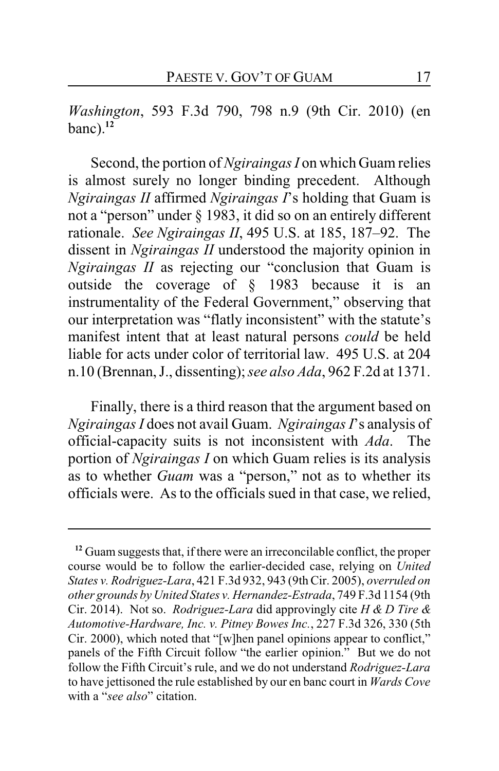*Washington*, 593 F.3d 790, 798 n.9 (9th Cir. 2010) (en banc).[12]

Second, the portion of *Ngiraingas I* on which Guam relies is almost surely no longer binding precedent. Although *Ngiraingas II* affirmed *Ngiraingas I*'s holding that Guam is not a "person" under § 1983, it did so on an entirely different rationale. *See Ngiraingas II*, 495 U.S. at 185, 187–92. The dissent in *Ngiraingas II* understood the majority opinion in *Ngiraingas II* as rejecting our "conclusion that Guam is outside the coverage of § 1983 because it is an instrumentality of the Federal Government," observing that our interpretation was "flatly inconsistent" with the statute's manifest intent that at least natural persons *could* be held liable for acts under color of territorial law. 495 U.S. at 204 n.10 (Brennan, J., dissenting); *see also Ada*, 962 F.2d at 1371.

Finally, there is a third reason that the argument based on *Ngiraingas I* does not avail Guam. *Ngiraingas I*'s analysis of official-capacity suits is not inconsistent with *Ada*. The portion of *Ngiraingas I* on which Guam relies is its analysis as to whether *Guam* was a "person," not as to whether its officials were. As to the officials sued in that case, we relied,

---

[12] Guam suggests that, if there were an irreconcilable conflict, the proper course would be to follow the earlier-decided case, relying on *United States v. Rodriguez-Lara*, 421 F.3d 932, 943 (9th Cir. 2005), *overruled on other grounds by United States v. Hernandez-Estrada*, 749 F.3d 1154 (9th Cir. 2014). Not so. *Rodriguez-Lara* did approvingly cite *H & D Tire & Automotive-Hardware, Inc. v. Pitney Bowes Inc.*, 227 F.3d 326, 330 (5th Cir. 2000), which noted that "[w]hen panel opinions appear to conflict," panels of the Fifth Circuit follow "the earlier opinion." But we do not follow the Fifth Circuit's rule, and we do not understand *Rodriguez-Lara* to have jettisoned the rule established by our en banc court in *Wards Cove* with a "*see also*" citation.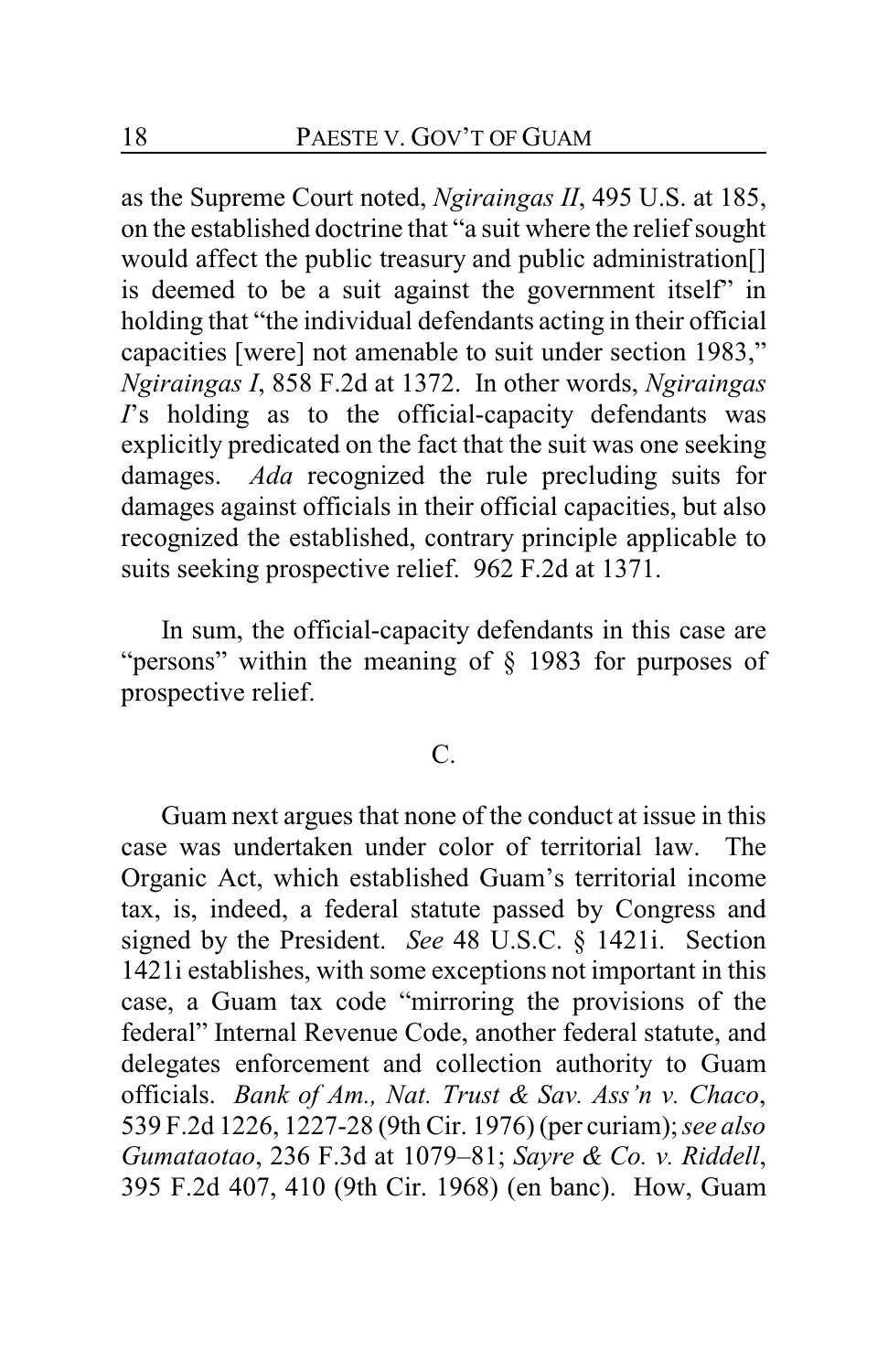as the Supreme Court noted, *Ngiraingas II*, 495 U.S. at 185, on the established doctrine that "a suit where the relief sought would affect the public treasury and public administration[] is deemed to be a suit against the government itself" in holding that "the individual defendants acting in their official capacities [were] not amenable to suit under section 1983," *Ngiraingas I*, 858 F.2d at 1372. In other words, *Ngiraingas I*'s holding as to the official-capacity defendants was explicitly predicated on the fact that the suit was one seeking damages. *Ada* recognized the rule precluding suits for damages against officials in their official capacities, but also recognized the established, contrary principle applicable to suits seeking prospective relief. 962 F.2d at 1371.

In sum, the official-capacity defendants in this case are "persons" within the meaning of § 1983 for purposes of prospective relief.

### C.

Guam next argues that none of the conduct at issue in this case was undertaken under color of territorial law. The Organic Act, which established Guam's territorial income tax, is, indeed, a federal statute passed by Congress and signed by the President. *See* 48 U.S.C. § 1421i. Section 1421i establishes, with some exceptions not important in this case, a Guam tax code "mirroring the provisions of the federal" Internal Revenue Code, another federal statute, and delegates enforcement and collection authority to Guam officials. *Bank of Am., Nat. Trust & Sav. Ass'n v. Chaco*, 539 F.2d 1226, 1227-28 (9th Cir. 1976) (per curiam); *see also Gumataotao*, 236 F.3d at 1079–81; *Sayre & Co. v. Riddell*, 395 F.2d 407, 410 (9th Cir. 1968) (en banc). How, Guam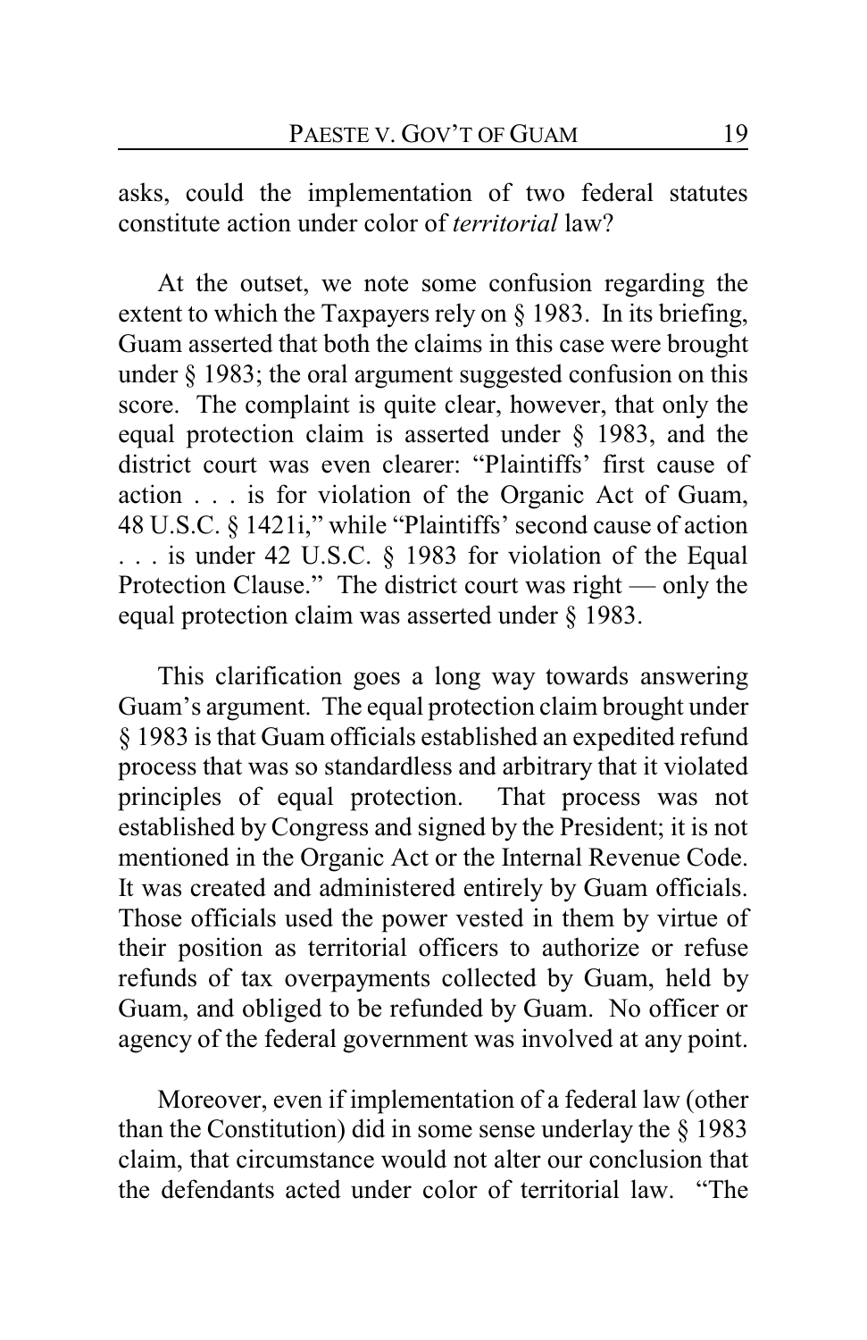asks, could the implementation of two federal statutes constitute action under color of *territorial* law?

At the outset, we note some confusion regarding the extent to which the Taxpayers rely on § 1983. In its briefing, Guam asserted that both the claims in this case were brought under § 1983; the oral argument suggested confusion on this score. The complaint is quite clear, however, that only the equal protection claim is asserted under § 1983, and the district court was even clearer: "Plaintiffs' first cause of action . . . is for violation of the Organic Act of Guam, 48 U.S.C. § 1421i," while "Plaintiffs' second cause of action . . . is under 42 U.S.C. § 1983 for violation of the Equal Protection Clause." The district court was right — only the equal protection claim was asserted under § 1983.

This clarification goes a long way towards answering Guam's argument. The equal protection claim brought under § 1983 is that Guam officials established an expedited refund process that was so standardless and arbitrary that it violated principles of equal protection. That process was not established by Congress and signed by the President; it is not mentioned in the Organic Act or the Internal Revenue Code. It was created and administered entirely by Guam officials. Those officials used the power vested in them by virtue of their position as territorial officers to authorize or refuse refunds of tax overpayments collected by Guam, held by Guam, and obliged to be refunded by Guam. No officer or agency of the federal government was involved at any point.

Moreover, even if implementation of a federal law (other than the Constitution) did in some sense underlay the § 1983 claim, that circumstance would not alter our conclusion that the defendants acted under color of territorial law. "The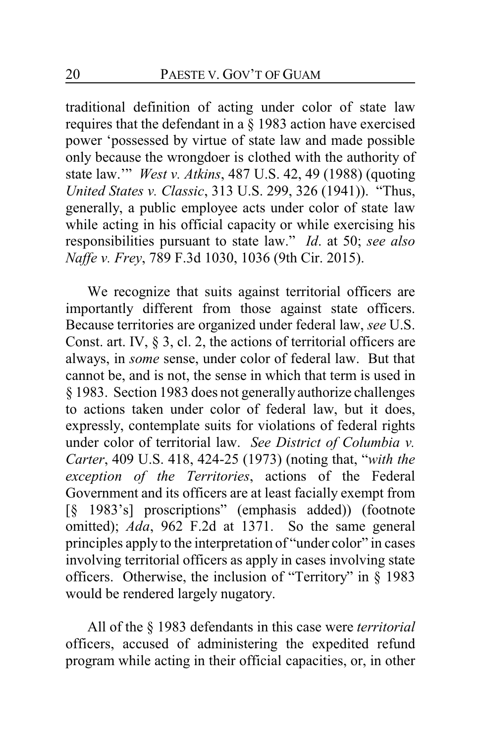traditional definition of acting under color of state law requires that the defendant in a § 1983 action have exercised power 'possessed by virtue of state law and made possible only because the wrongdoer is clothed with the authority of state law.'" *West v. Atkins*, 487 U.S. 42, 49 (1988) (quoting *United States v. Classic*, 313 U.S. 299, 326 (1941)). "Thus, generally, a public employee acts under color of state law while acting in his official capacity or while exercising his responsibilities pursuant to state law." *Id*. at 50; *see also Naffe v. Frey*, 789 F.3d 1030, 1036 (9th Cir. 2015).

We recognize that suits against territorial officers are importantly different from those against state officers. Because territories are organized under federal law, *see* U.S. Const. art. IV, § 3, cl. 2, the actions of territorial officers are always, in *some* sense, under color of federal law. But that cannot be, and is not, the sense in which that term is used in § 1983. Section 1983 does not generally authorize challenges to actions taken under color of federal law, but it does, expressly, contemplate suits for violations of federal rights under color of territorial law. *See District of Columbia v. Carter*, 409 U.S. 418, 424-25 (1973) (noting that, "*with the exception of the Territories*, actions of the Federal Government and its officers are at least facially exempt from [§ 1983's] proscriptions" (emphasis added)) (footnote omitted); *Ada*, 962 F.2d at 1371. So the same general principles apply to the interpretation of "under color" in cases involving territorial officers as apply in cases involving state officers. Otherwise, the inclusion of "Territory" in § 1983 would be rendered largely nugatory.

All of the § 1983 defendants in this case were *territorial* officers, accused of administering the expedited refund program while acting in their official capacities, or, in other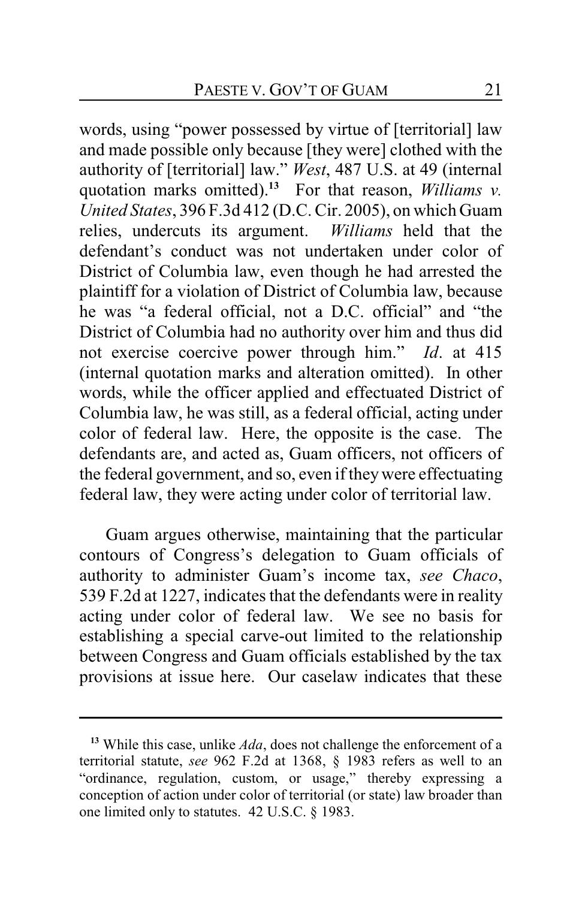words, using "power possessed by virtue of [territorial] law and made possible only because [they were] clothed with the authority of [territorial] law." *West*, 487 U.S. at 49 (internal quotation marks omitted).[13] For that reason, *Williams v. United States*, 396 F.3d 412 (D.C. Cir. 2005), on which Guam relies, undercuts its argument. *Williams* held that the defendant's conduct was not undertaken under color of District of Columbia law, even though he had arrested the plaintiff for a violation of District of Columbia law, because he was "a federal official, not a D.C. official" and "the District of Columbia had no authority over him and thus did not exercise coercive power through him." *Id*. at 415 (internal quotation marks and alteration omitted). In other words, while the officer applied and effectuated District of Columbia law, he was still, as a federal official, acting under color of federal law. Here, the opposite is the case. The defendants are, and acted as, Guam officers, not officers of the federal government, and so, even if they were effectuating federal law, they were acting under color of territorial law.

Guam argues otherwise, maintaining that the particular contours of Congress's delegation to Guam officials of authority to administer Guam's income tax, *see Chaco*, 539 F.2d at 1227, indicates that the defendants were in reality acting under color of federal law. We see no basis for establishing a special carve-out limited to the relationship between Congress and Guam officials established by the tax provisions at issue here. Our caselaw indicates that these

---

[13] While this case, unlike *Ada*, does not challenge the enforcement of a territorial statute, *see* 962 F.2d at 1368, § 1983 refers as well to an "ordinance, regulation, custom, or usage," thereby expressing a conception of action under color of territorial (or state) law broader than one limited only to statutes. 42 U.S.C. § 1983.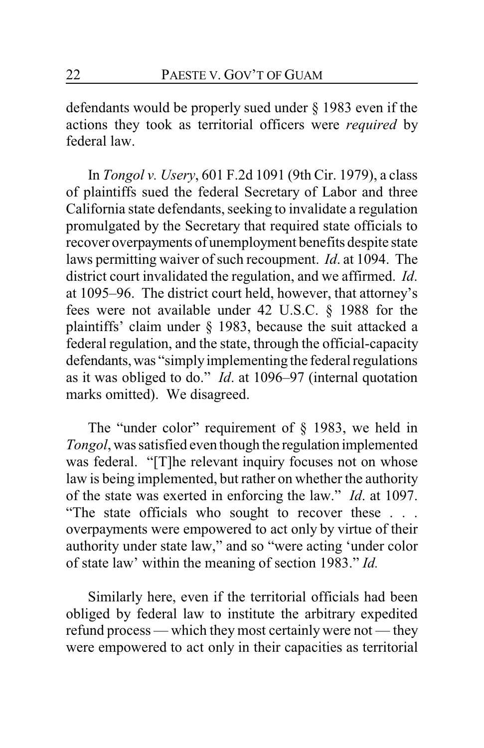defendants would be properly sued under § 1983 even if the actions they took as territorial officers were *required* by federal law.

In *Tongol v. Usery*, 601 F.2d 1091 (9th Cir. 1979), a class of plaintiffs sued the federal Secretary of Labor and three California state defendants, seeking to invalidate a regulation promulgated by the Secretary that required state officials to recover overpayments of unemployment benefits despite state laws permitting waiver of such recoupment. *Id*. at 1094. The district court invalidated the regulation, and we affirmed. *Id*. at 1095–96. The district court held, however, that attorney's fees were not available under 42 U.S.C. § 1988 for the plaintiffs' claim under § 1983, because the suit attacked a federal regulation, and the state, through the official-capacity defendants, was "simply implementing the federal regulations as it was obliged to do." *Id*. at 1096–97 (internal quotation marks omitted). We disagreed.

The "under color" requirement of § 1983, we held in *Tongol*, was satisfied even though the regulation implemented was federal. "[T]he relevant inquiry focuses not on whose law is being implemented, but rather on whether the authority of the state was exerted in enforcing the law." *Id*. at 1097. "The state officials who sought to recover these . . . overpayments were empowered to act only by virtue of their authority under state law," and so "were acting 'under color of state law' within the meaning of section 1983." *Id.*

Similarly here, even if the territorial officials had been obliged by federal law to institute the arbitrary expedited refund process — which they most certainly were not — they were empowered to act only in their capacities as territorial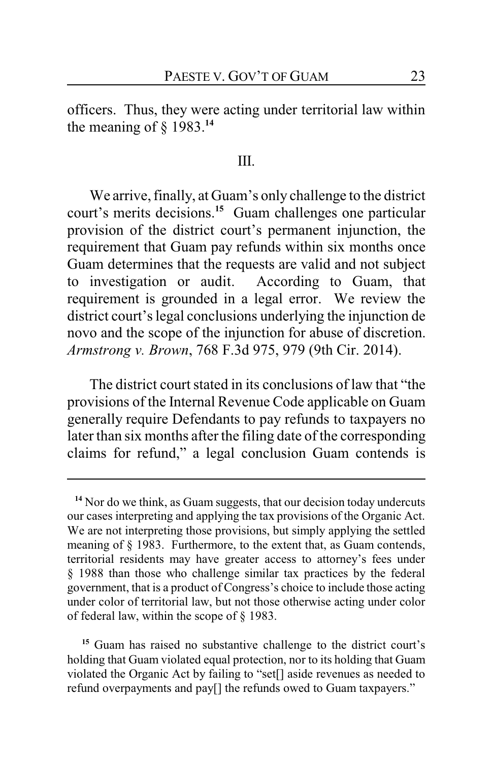officers. Thus, they were acting under territorial law within the meaning of § 1983.[14]

## III.

We arrive, finally, at Guam's only challenge to the district court's merits decisions.[15] Guam challenges one particular provision of the district court's permanent injunction, the requirement that Guam pay refunds within six months once Guam determines that the requests are valid and not subject to investigation or audit. According to Guam, that requirement is grounded in a legal error. We review the district court's legal conclusions underlying the injunction de novo and the scope of the injunction for abuse of discretion. *Armstrong v. Brown*, 768 F.3d 975, 979 (9th Cir. 2014).

The district court stated in its conclusions of law that "the provisions of the Internal Revenue Code applicable on Guam generally require Defendants to pay refunds to taxpayers no later than six months after the filing date of the corresponding claims for refund," a legal conclusion Guam contends is

---

[14] Nor do we think, as Guam suggests, that our decision today undercuts our cases interpreting and applying the tax provisions of the Organic Act. We are not interpreting those provisions, but simply applying the settled meaning of § 1983. Furthermore, to the extent that, as Guam contends, territorial residents may have greater access to attorney's fees under § 1988 than those who challenge similar tax practices by the federal government, that is a product of Congress's choice to include those acting under color of territorial law, but not those otherwise acting under color of federal law, within the scope of § 1983.

[15] Guam has raised no substantive challenge to the district court's holding that Guam violated equal protection, nor to its holding that Guam violated the Organic Act by failing to "set[] aside revenues as needed to refund overpayments and pay[] the refunds owed to Guam taxpayers."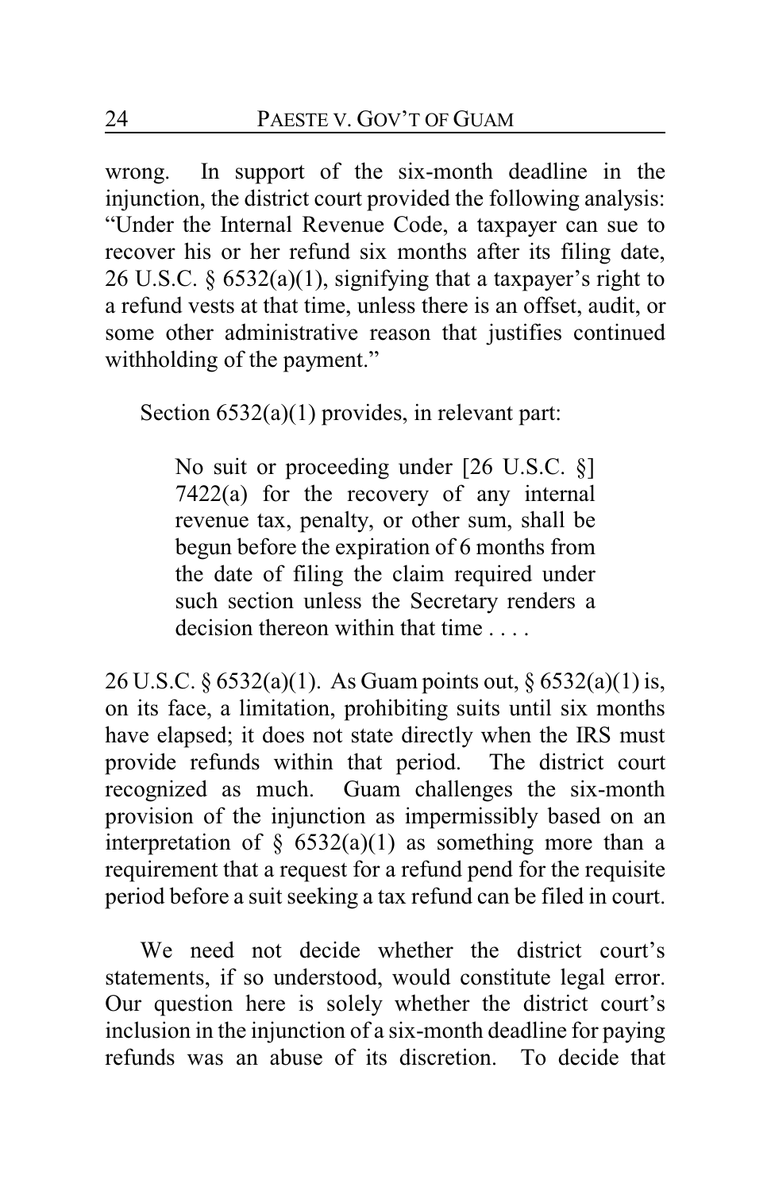wrong. In support of the six-month deadline in the injunction, the district court provided the following analysis: "Under the Internal Revenue Code, a taxpayer can sue to recover his or her refund six months after its filing date, 26 U.S.C. § 6532(a)(1), signifying that a taxpayer's right to a refund vests at that time, unless there is an offset, audit, or some other administrative reason that justifies continued withholding of the payment."

Section 6532(a)(1) provides, in relevant part:

> No suit or proceeding under [26 U.S.C. §] 7422(a) for the recovery of any internal revenue tax, penalty, or other sum, shall be begun before the expiration of 6 months from the date of filing the claim required under such section unless the Secretary renders a decision thereon within that time . . . .

26 U.S.C. § 6532(a)(1). As Guam points out, § 6532(a)(1) is, on its face, a limitation, prohibiting suits until six months have elapsed; it does not state directly when the IRS must provide refunds within that period. The district court recognized as much. Guam challenges the six-month provision of the injunction as impermissibly based on an interpretation of § 6532(a)(1) as something more than a requirement that a request for a refund pend for the requisite period before a suit seeking a tax refund can be filed in court.

We need not decide whether the district court's statements, if so understood, would constitute legal error. Our question here is solely whether the district court's inclusion in the injunction of a six-month deadline for paying refunds was an abuse of its discretion. To decide that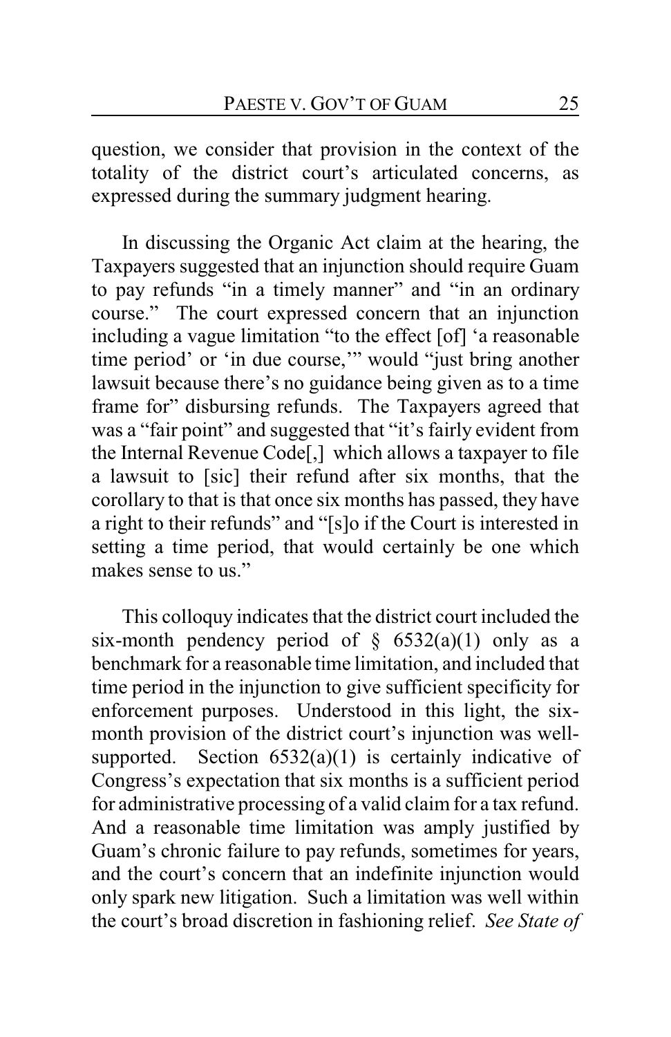question, we consider that provision in the context of the totality of the district court's articulated concerns, as expressed during the summary judgment hearing.

In discussing the Organic Act claim at the hearing, the Taxpayers suggested that an injunction should require Guam to pay refunds "in a timely manner" and "in an ordinary course." The court expressed concern that an injunction including a vague limitation "to the effect [of] 'a reasonable time period' or 'in due course,'" would "just bring another lawsuit because there's no guidance being given as to a time frame for" disbursing refunds. The Taxpayers agreed that was a "fair point" and suggested that "it's fairly evident from the Internal Revenue Code[,] which allows a taxpayer to file a lawsuit to [sic] their refund after six months, that the corollary to that is that once six months has passed, they have a right to their refunds" and "[s]o if the Court is interested in setting a time period, that would certainly be one which makes sense to us."

This colloquy indicates that the district court included the six-month pendency period of § 6532(a)(1) only as a benchmark for a reasonable time limitation, and included that time period in the injunction to give sufficient specificity for enforcement purposes. Understood in this light, the six-month provision of the district court's injunction was well-supported. Section 6532(a)(1) is certainly indicative of Congress's expectation that six months is a sufficient period for administrative processing of a valid claim for a tax refund. And a reasonable time limitation was amply justified by Guam's chronic failure to pay refunds, sometimes for years, and the court's concern that an indefinite injunction would only spark new litigation. Such a limitation was well within the court's broad discretion in fashioning relief. *See State of*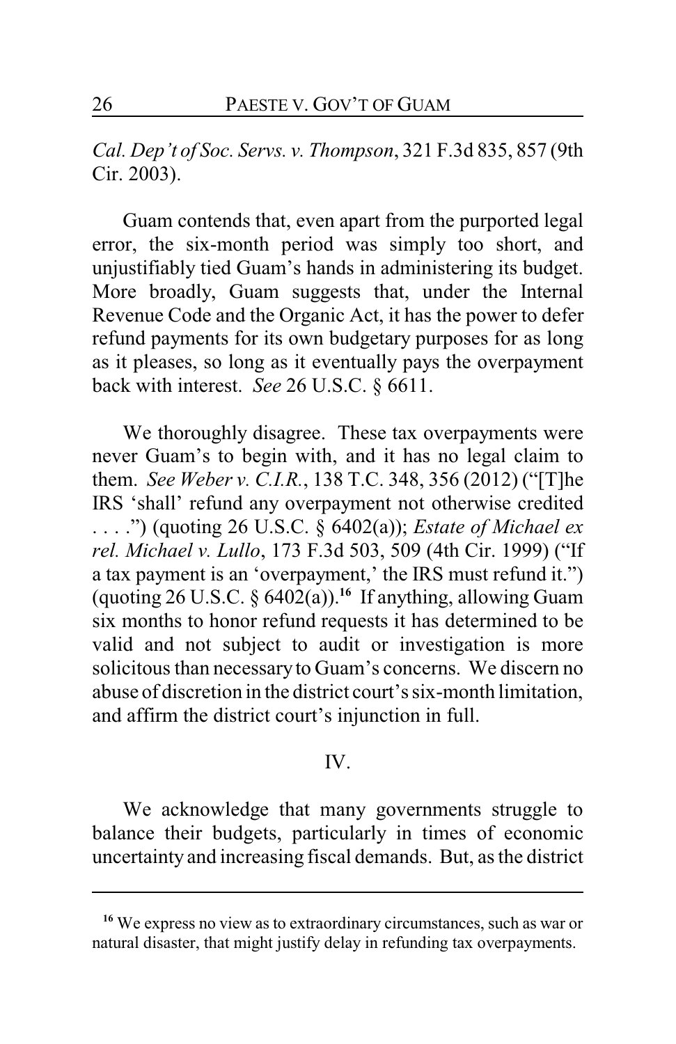*Cal. Dep't of Soc. Servs. v. Thompson*, 321 F.3d 835, 857 (9th Cir. 2003).

Guam contends that, even apart from the purported legal error, the six-month period was simply too short, and unjustifiably tied Guam's hands in administering its budget. More broadly, Guam suggests that, under the Internal Revenue Code and the Organic Act, it has the power to defer refund payments for its own budgetary purposes for as long as it pleases, so long as it eventually pays the overpayment back with interest. *See* 26 U.S.C. § 6611.

We thoroughly disagree. These tax overpayments were never Guam's to begin with, and it has no legal claim to them. *See Weber v. C.I.R.*, 138 T.C. 348, 356 (2012) ("[T]he IRS 'shall' refund any overpayment not otherwise credited . . . .") (quoting 26 U.S.C. § 6402(a)); *Estate of Michael ex rel. Michael v. Lullo*, 173 F.3d 503, 509 (4th Cir. 1999) ("If a tax payment is an 'overpayment,' the IRS must refund it.") (quoting 26 U.S.C. § 6402(a)).[16] If anything, allowing Guam six months to honor refund requests it has determined to be valid and not subject to audit or investigation is more solicitous than necessary to Guam's concerns. We discern no abuse of discretion in the district court's six-month limitation, and affirm the district court's injunction in full.

## IV.

We acknowledge that many governments struggle to balance their budgets, particularly in times of economic uncertainty and increasing fiscal demands. But, as the district

[16] We express no view as to extraordinary circumstances, such as war or natural disaster, that might justify delay in refunding tax overpayments.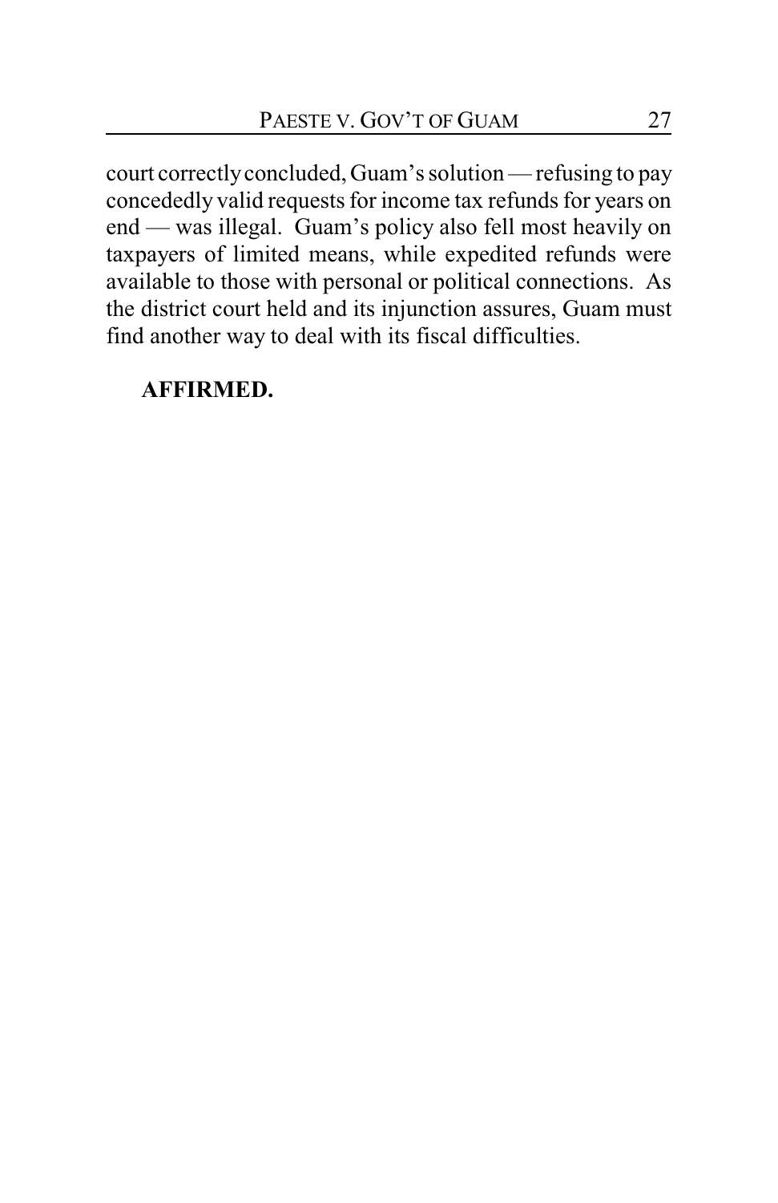court correctly concluded, Guam's solution — refusing to pay concededly valid requests for income tax refunds for years on end — was illegal. Guam's policy also fell most heavily on taxpayers of limited means, while expedited refunds were available to those with personal or political connections. As the district court held and its injunction assures, Guam must find another way to deal with its fiscal difficulties.

**AFFIRMED.**